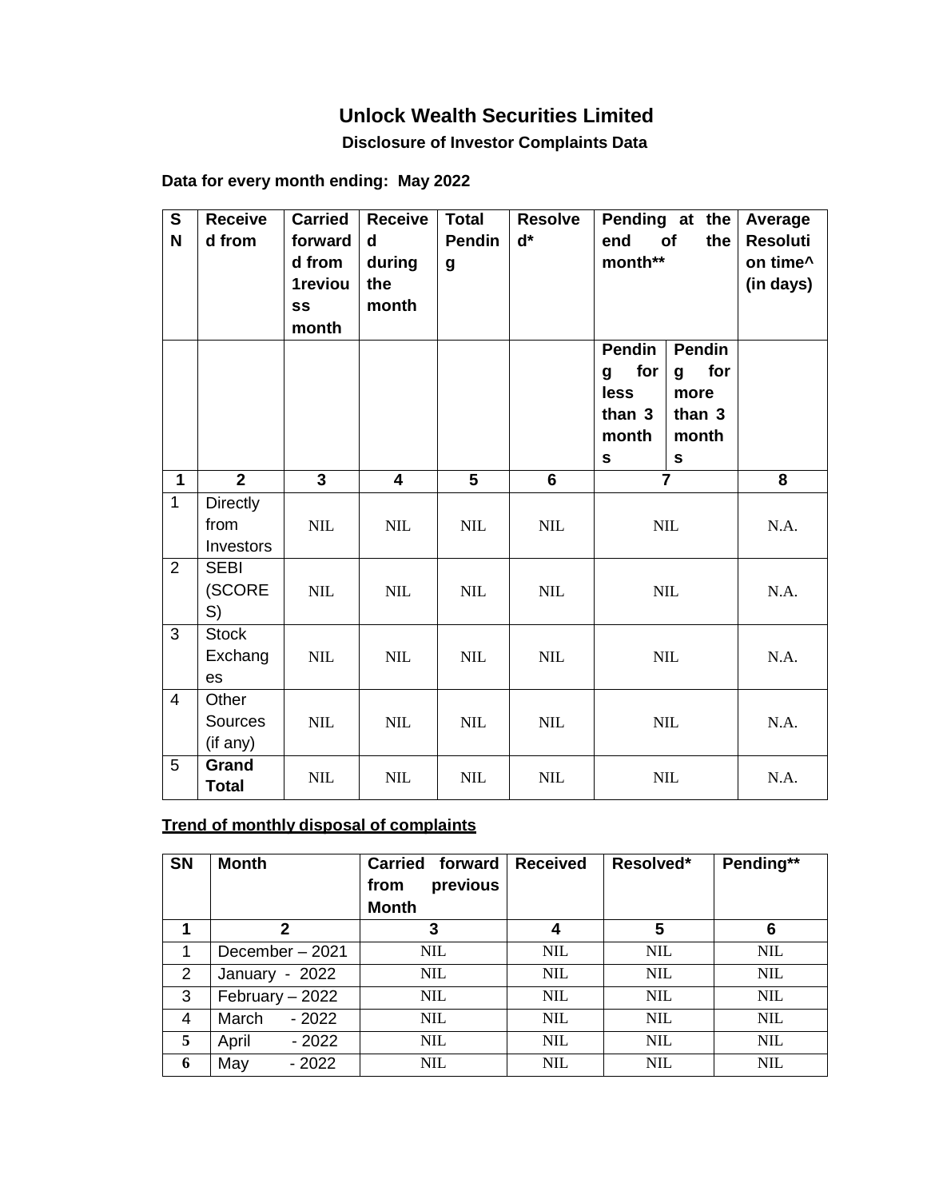# Unlock Wealth Securities Limited

### Disclosure of Investor Complaints Data

**Data for every month ending: May 2022**

| SN | Received from | Carried forward from 1reviouss month | Received during the month | Total Pending | Resolved* | Pending at the end of the month** | | Average Resolution time^ (in days) |
|---|---|---|---|---|---|---|---|---|
| | | | | | | Pending for less than 3 months | Pending for more than 3 months | |
| 1 | 2 | 3 | 4 | 5 | 6 | 7 | | 8 |
| 1 | Directly from Investors | NIL | NIL | NIL | NIL | NIL | | N.A. |
| 2 | SEBI (SCORES) | NIL | NIL | NIL | NIL | NIL | | N.A. |
| 3 | Stock Exchanges | NIL | NIL | NIL | NIL | NIL | | N.A. |
| 4 | Other Sources (if any) | NIL | NIL | NIL | NIL | NIL | | N.A. |
| 5 | **Grand Total** | NIL | NIL | NIL | NIL | NIL | | N.A. |

**Trend of monthly disposal of complaints**

| SN | Month | Carried forward from previous Month | Received | Resolved* | Pending** |
|---|---|---|---|---|---|
| 1 | 2 | 3 | 4 | 5 | 6 |
| 1 | December – 2021 | NIL | NIL | NIL | NIL |
| 2 | January - 2022 | NIL | NIL | NIL | NIL |
| 3 | February – 2022 | NIL | NIL | NIL | NIL |
| 4 | March - 2022 | NIL | NIL | NIL | NIL |
| 5 | April - 2022 | NIL | NIL | NIL | NIL |
| 6 | May - 2022 | NIL | NIL | NIL | NIL |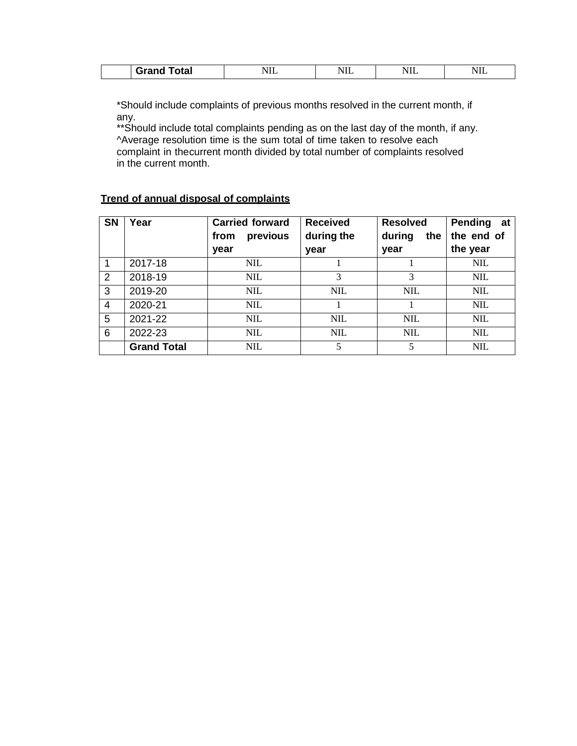| | Grand Total | NIL | NIL | NIL | NIL |
|---|---|---|---|---|---|

*Should include complaints of previous months resolved in the current month, if any.
**Should include total complaints pending as on the last day of the month, if any.
^Average resolution time is the sum total of time taken to resolve each complaint in thecurrent month divided by total number of complaints resolved in the current month.

**Trend of annual disposal of complaints**

| SN | Year | Carried forward from previous year | Received during the year | Resolved during the year | Pending at the end of the year |
|---|---|---|---|---|---|
| 1 | 2017-18 | NIL | 1 | 1 | NIL |
| 2 | 2018-19 | NIL | 3 | 3 | NIL |
| 3 | 2019-20 | NIL | NIL | NIL | NIL |
| 4 | 2020-21 | NIL | 1 | 1 | NIL |
| 5 | 2021-22 | NIL | NIL | NIL | NIL |
| 6 | 2022-23 | NIL | NIL | NIL | NIL |
| | **Grand Total** | NIL | 5 | 5 | NIL |